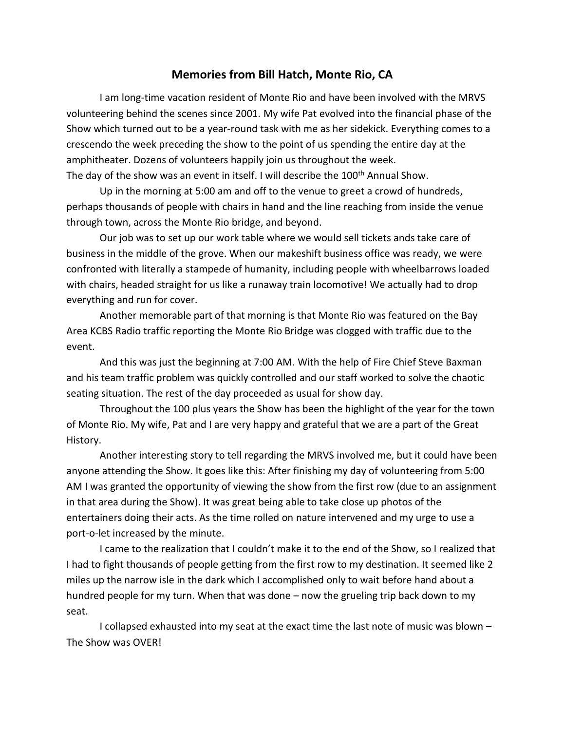# Memories from Bill Hatch, Monte Rio, CA

I am long-time vacation resident of Monte Rio and have been involved with the MRVS volunteering behind the scenes since 2001. My wife Pat evolved into the financial phase of the Show which turned out to be a year-round task with me as her sidekick. Everything comes to a crescendo the week preceding the show to the point of us spending the entire day at the amphitheater. Dozens of volunteers happily join us throughout the week.
The day of the show was an event in itself. I will describe the 100th Annual Show.

Up in the morning at 5:00 am and off to the venue to greet a crowd of hundreds, perhaps thousands of people with chairs in hand and the line reaching from inside the venue through town, across the Monte Rio bridge, and beyond.

Our job was to set up our work table where we would sell tickets ands take care of business in the middle of the grove. When our makeshift business office was ready, we were confronted with literally a stampede of humanity, including people with wheelbarrows loaded with chairs, headed straight for us like a runaway train locomotive! We actually had to drop everything and run for cover.

Another memorable part of that morning is that Monte Rio was featured on the Bay Area KCBS Radio traffic reporting the Monte Rio Bridge was clogged with traffic due to the event.

And this was just the beginning at 7:00 AM. With the help of Fire Chief Steve Baxman and his team traffic problem was quickly controlled and our staff worked to solve the chaotic seating situation. The rest of the day proceeded as usual for show day.

Throughout the 100 plus years the Show has been the highlight of the year for the town of Monte Rio. My wife, Pat and I are very happy and grateful that we are a part of the Great History.

Another interesting story to tell regarding the MRVS involved me, but it could have been anyone attending the Show. It goes like this: After finishing my day of volunteering from 5:00 AM I was granted the opportunity of viewing the show from the first row (due to an assignment in that area during the Show). It was great being able to take close up photos of the entertainers doing their acts. As the time rolled on nature intervened and my urge to use a port-o-let increased by the minute.

I came to the realization that I couldn't make it to the end of the Show, so I realized that I had to fight thousands of people getting from the first row to my destination. It seemed like 2 miles up the narrow isle in the dark which I accomplished only to wait before hand about a hundred people for my turn. When that was done – now the grueling trip back down to my seat.

I collapsed exhausted into my seat at the exact time the last note of music was blown – The Show was OVER!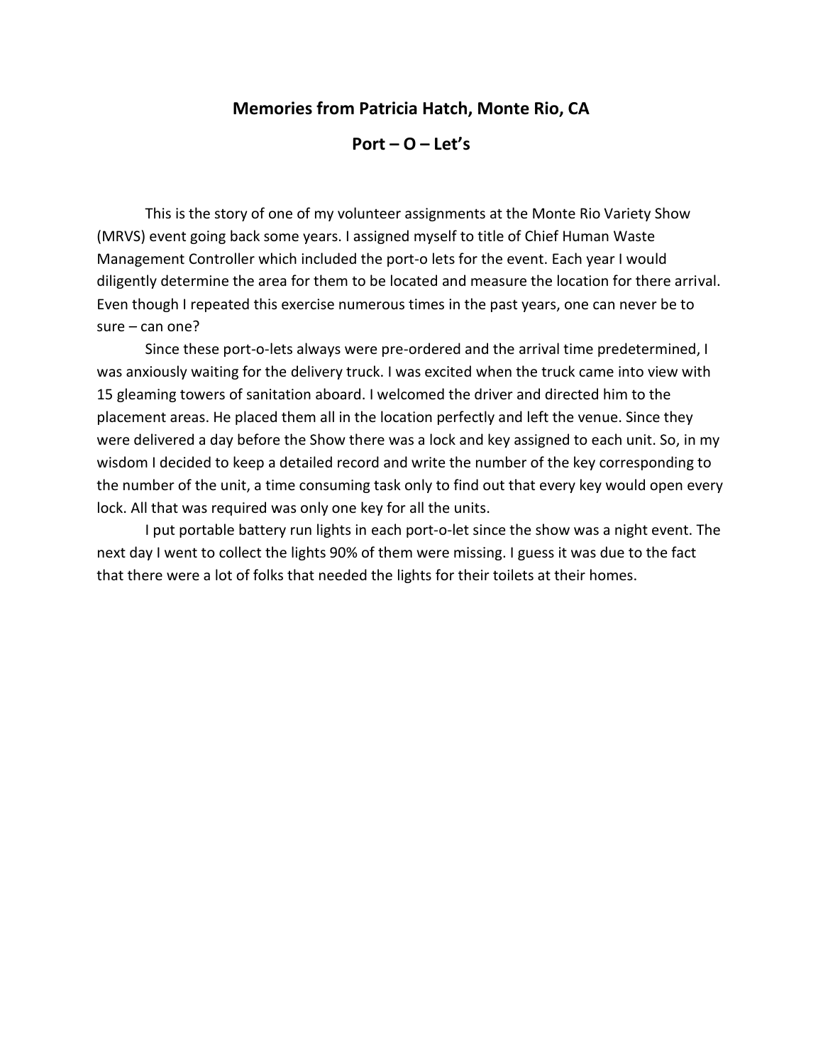## Memories from Patricia Hatch, Monte Rio, CA

## Port – O – Let's

This is the story of one of my volunteer assignments at the Monte Rio Variety Show (MRVS) event going back some years. I assigned myself to title of Chief Human Waste Management Controller which included the port-o lets for the event. Each year I would diligently determine the area for them to be located and measure the location for there arrival. Even though I repeated this exercise numerous times in the past years, one can never be to sure – can one?

Since these port-o-lets always were pre-ordered and the arrival time predetermined, I was anxiously waiting for the delivery truck. I was excited when the truck came into view with 15 gleaming towers of sanitation aboard. I welcomed the driver and directed him to the placement areas. He placed them all in the location perfectly and left the venue. Since they were delivered a day before the Show there was a lock and key assigned to each unit. So, in my wisdom I decided to keep a detailed record and write the number of the key corresponding to the number of the unit, a time consuming task only to find out that every key would open every lock. All that was required was only one key for all the units.

I put portable battery run lights in each port-o-let since the show was a night event. The next day I went to collect the lights 90% of them were missing. I guess it was due to the fact that there were a lot of folks that needed the lights for their toilets at their homes.